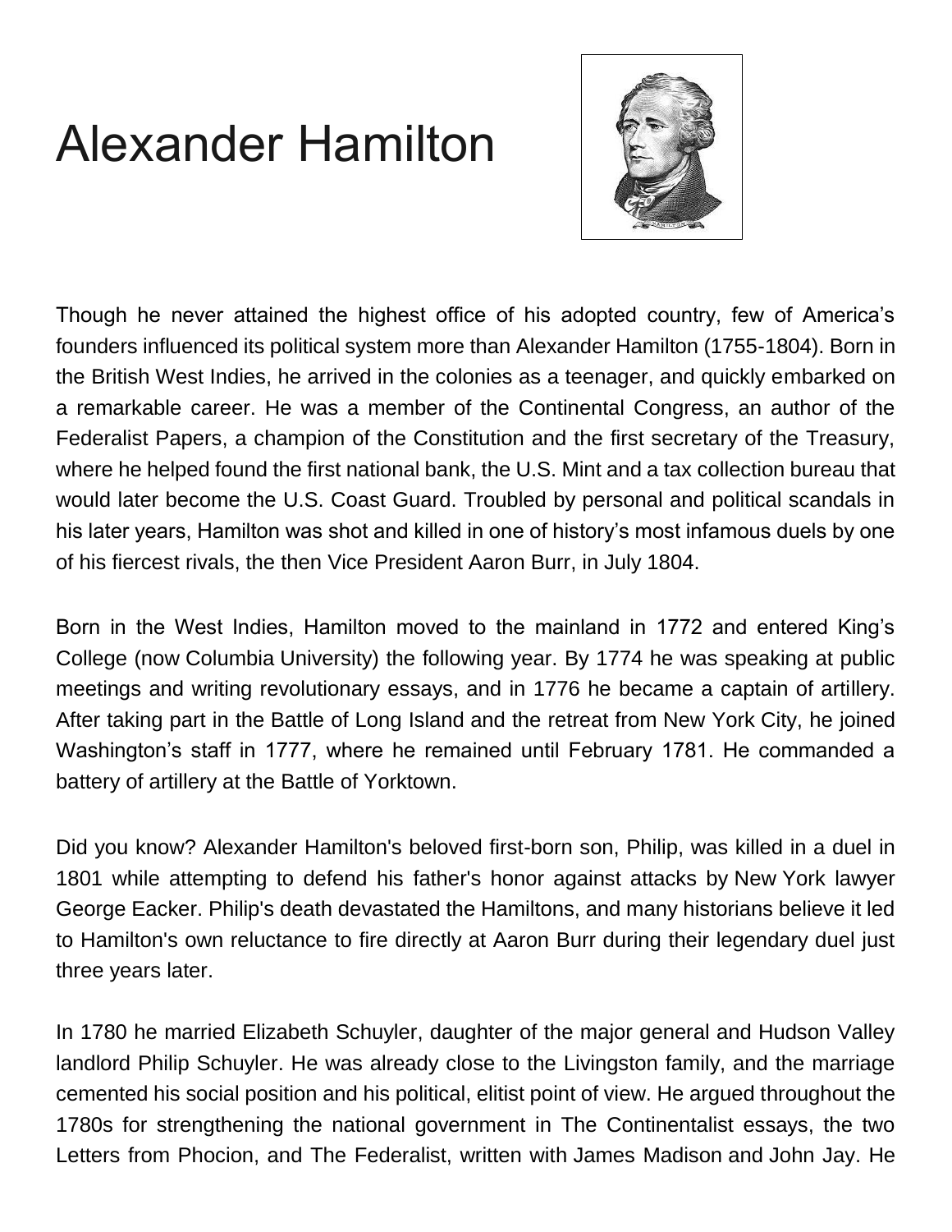# Alexander Hamilton

Though he never attained the highest office of his adopted country, few of America's founders influenced its political system more than Alexander Hamilton (1755-1804). Born in the British West Indies, he arrived in the colonies as a teenager, and quickly embarked on a remarkable career. He was a member of the Continental Congress, an author of the Federalist Papers, a champion of the Constitution and the first secretary of the Treasury, where he helped found the first national bank, the U.S. Mint and a tax collection bureau that would later become the U.S. Coast Guard. Troubled by personal and political scandals in his later years, Hamilton was shot and killed in one of history's most infamous duels by one of his fiercest rivals, the then Vice President Aaron Burr, in July 1804.

Born in the West Indies, Hamilton moved to the mainland in 1772 and entered King's College (now Columbia University) the following year. By 1774 he was speaking at public meetings and writing revolutionary essays, and in 1776 he became a captain of artillery. After taking part in the Battle of Long Island and the retreat from New York City, he joined Washington's staff in 1777, where he remained until February 1781. He commanded a battery of artillery at the Battle of Yorktown.

Did you know? Alexander Hamilton's beloved first-born son, Philip, was killed in a duel in 1801 while attempting to defend his father's honor against attacks by New York lawyer George Eacker. Philip's death devastated the Hamiltons, and many historians believe it led to Hamilton's own reluctance to fire directly at Aaron Burr during their legendary duel just three years later.

In 1780 he married Elizabeth Schuyler, daughter of the major general and Hudson Valley landlord Philip Schuyler. He was already close to the Livingston family, and the marriage cemented his social position and his political, elitist point of view. He argued throughout the 1780s for strengthening the national government in The Continentalist essays, the two Letters from Phocion, and The Federalist, written with James Madison and John Jay. He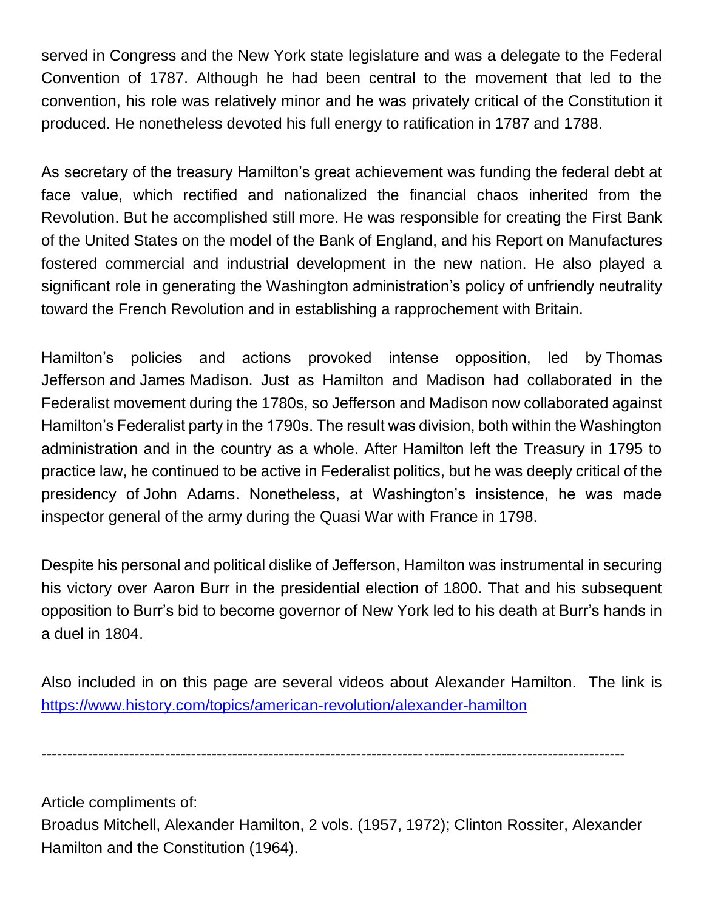served in Congress and the New York state legislature and was a delegate to the Federal Convention of 1787. Although he had been central to the movement that led to the convention, his role was relatively minor and he was privately critical of the Constitution it produced. He nonetheless devoted his full energy to ratification in 1787 and 1788.

As secretary of the treasury Hamilton's great achievement was funding the federal debt at face value, which rectified and nationalized the financial chaos inherited from the Revolution. But he accomplished still more. He was responsible for creating the First Bank of the United States on the model of the Bank of England, and his Report on Manufactures fostered commercial and industrial development in the new nation. He also played a significant role in generating the Washington administration's policy of unfriendly neutrality toward the French Revolution and in establishing a rapprochement with Britain.

Hamilton's policies and actions provoked intense opposition, led by Thomas Jefferson and James Madison. Just as Hamilton and Madison had collaborated in the Federalist movement during the 1780s, so Jefferson and Madison now collaborated against Hamilton's Federalist party in the 1790s. The result was division, both within the Washington administration and in the country as a whole. After Hamilton left the Treasury in 1795 to practice law, he continued to be active in Federalist politics, but he was deeply critical of the presidency of John Adams. Nonetheless, at Washington's insistence, he was made inspector general of the army during the Quasi War with France in 1798.

Despite his personal and political dislike of Jefferson, Hamilton was instrumental in securing his victory over Aaron Burr in the presidential election of 1800. That and his subsequent opposition to Burr's bid to become governor of New York led to his death at Burr's hands in a duel in 1804.

Also included in on this page are several videos about Alexander Hamilton. The link is https://www.history.com/topics/american-revolution/alexander-hamilton

---

Article compliments of:
Broadus Mitchell, Alexander Hamilton, 2 vols. (1957, 1972); Clinton Rossiter, Alexander Hamilton and the Constitution (1964).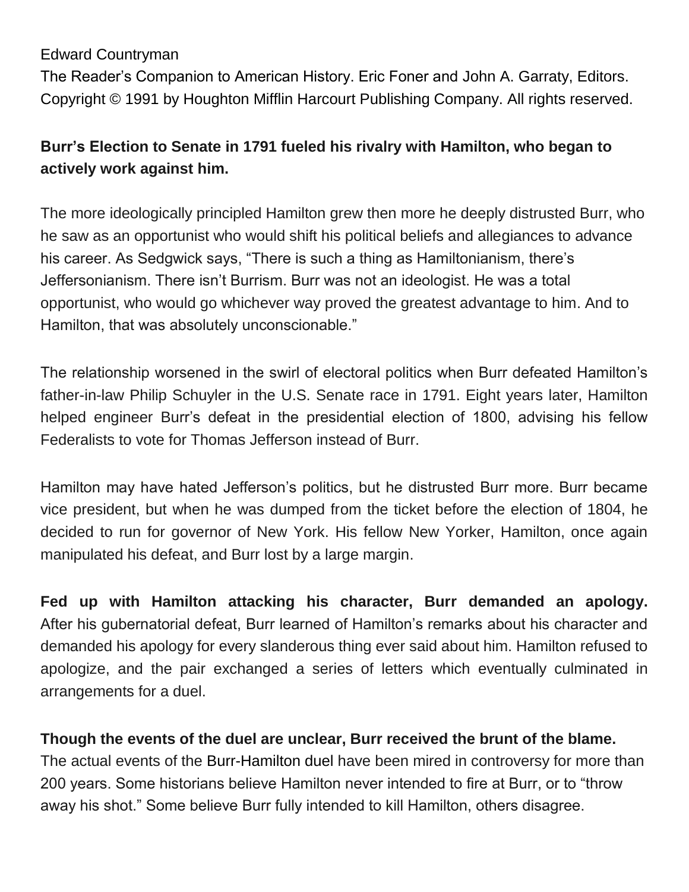Edward Countryman

The Reader's Companion to American History. Eric Foner and John A. Garraty, Editors. Copyright © 1991 by Houghton Mifflin Harcourt Publishing Company. All rights reserved.

**Burr's Election to Senate in 1791 fueled his rivalry with Hamilton, who began to actively work against him.**

The more ideologically principled Hamilton grew then more he deeply distrusted Burr, who he saw as an opportunist who would shift his political beliefs and allegiances to advance his career. As Sedgwick says, "There is such a thing as Hamiltonianism, there's Jeffersonianism. There isn't Burrism. Burr was not an ideologist. He was a total opportunist, who would go whichever way proved the greatest advantage to him. And to Hamilton, that was absolutely unconscionable."

The relationship worsened in the swirl of electoral politics when Burr defeated Hamilton's father-in-law Philip Schuyler in the U.S. Senate race in 1791. Eight years later, Hamilton helped engineer Burr's defeat in the presidential election of 1800, advising his fellow Federalists to vote for Thomas Jefferson instead of Burr.

Hamilton may have hated Jefferson's politics, but he distrusted Burr more. Burr became vice president, but when he was dumped from the ticket before the election of 1804, he decided to run for governor of New York. His fellow New Yorker, Hamilton, once again manipulated his defeat, and Burr lost by a large margin.

**Fed up with Hamilton attacking his character, Burr demanded an apology.** After his gubernatorial defeat, Burr learned of Hamilton's remarks about his character and demanded his apology for every slanderous thing ever said about him. Hamilton refused to apologize, and the pair exchanged a series of letters which eventually culminated in arrangements for a duel.

**Though the events of the duel are unclear, Burr received the brunt of the blame.** The actual events of the Burr-Hamilton duel have been mired in controversy for more than 200 years. Some historians believe Hamilton never intended to fire at Burr, or to "throw away his shot." Some believe Burr fully intended to kill Hamilton, others disagree.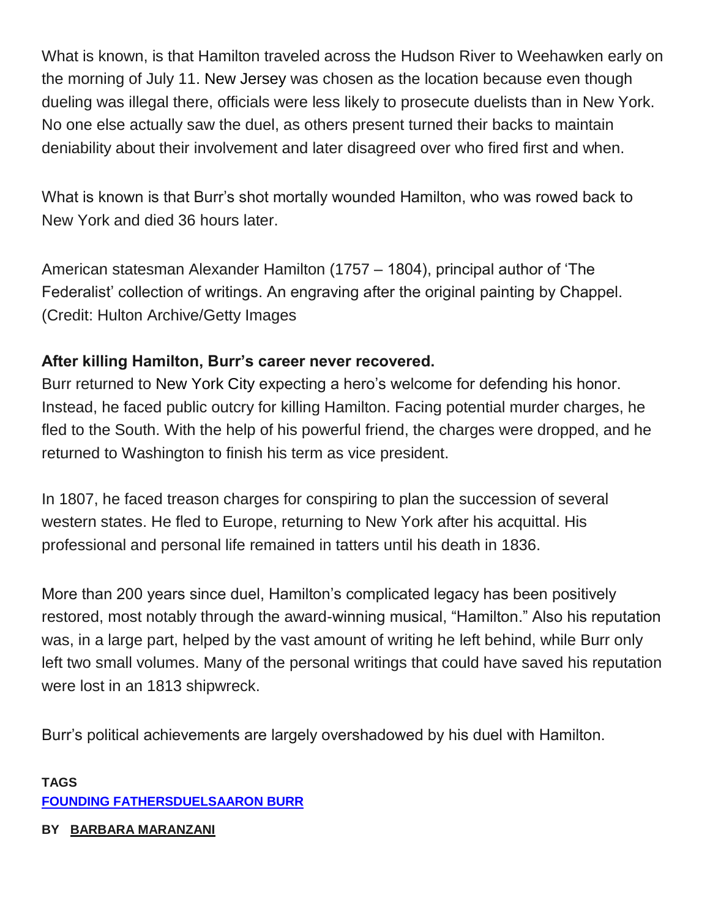What is known, is that Hamilton traveled across the Hudson River to Weehawken early on the morning of July 11. New Jersey was chosen as the location because even though dueling was illegal there, officials were less likely to prosecute duelists than in New York. No one else actually saw the duel, as others present turned their backs to maintain deniability about their involvement and later disagreed over who fired first and when.

What is known is that Burr's shot mortally wounded Hamilton, who was rowed back to New York and died 36 hours later.

American statesman Alexander Hamilton (1757 – 1804), principal author of 'The Federalist' collection of writings. An engraving after the original painting by Chappel. (Credit: Hulton Archive/Getty Images

**After killing Hamilton, Burr's career never recovered.**

Burr returned to New York City expecting a hero's welcome for defending his honor. Instead, he faced public outcry for killing Hamilton. Facing potential murder charges, he fled to the South. With the help of his powerful friend, the charges were dropped, and he returned to Washington to finish his term as vice president.

In 1807, he faced treason charges for conspiring to plan the succession of several western states. He fled to Europe, returning to New York after his acquittal. His professional and personal life remained in tatters until his death in 1836.

More than 200 years since duel, Hamilton's complicated legacy has been positively restored, most notably through the award-winning musical, "Hamilton." Also his reputation was, in a large part, helped by the vast amount of writing he left behind, while Burr only left two small volumes. Many of the personal writings that could have saved his reputation were lost in an 1813 shipwreck.

Burr's political achievements are largely overshadowed by his duel with Hamilton.

**TAGS**

**FOUNDING FATHERSDUELSAARON BURR**

**BY BARBARA MARANZANI**